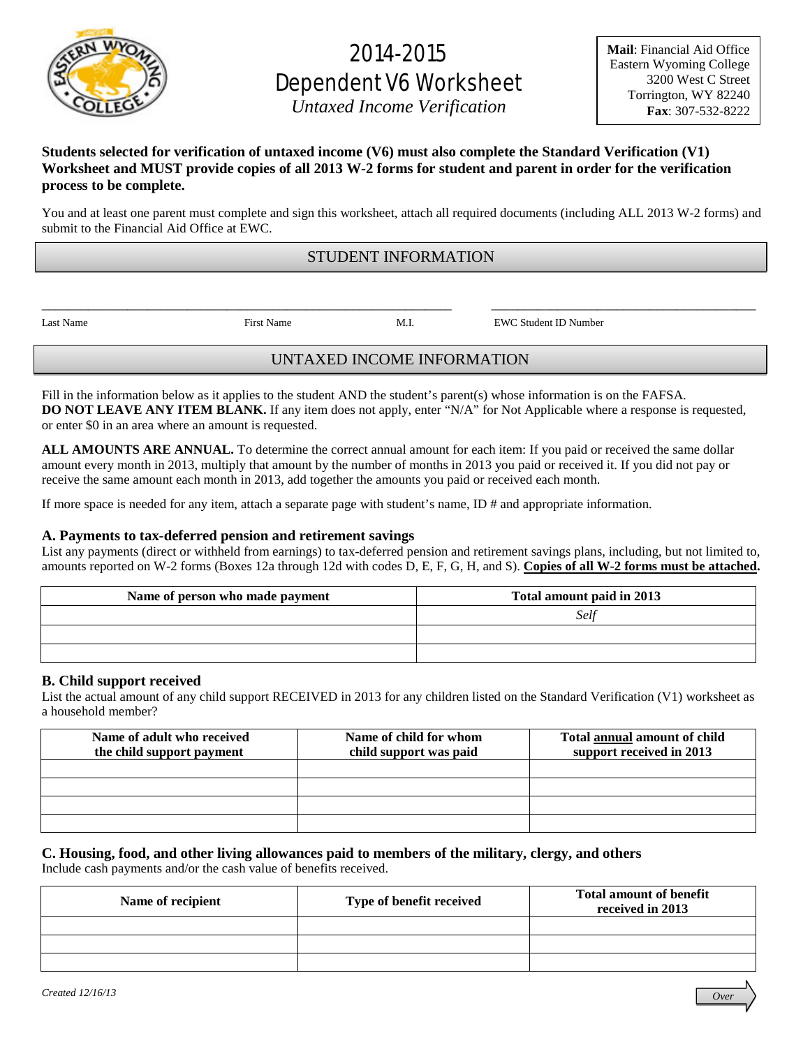# 2014-2015 Dependent V6 Worksheet

*Untaxed Income Verification*

**Mail**: Financial Aid Office
Eastern Wyoming College
3200 West C Street
Torrington, WY 82240
**Fax**: 307-532-8222

**Students selected for verification of untaxed income (V6) must also complete the Standard Verification (V1) Worksheet and MUST provide copies of all 2013 W-2 forms for student and parent in order for the verification process to be complete.**

You and at least one parent must complete and sign this worksheet, attach all required documents (including ALL 2013 W-2 forms) and submit to the Financial Aid Office at EWC.

## STUDENT INFORMATION

______________________________________________________________ ________________________________________

Last Name First Name M.I. EWC Student ID Number

## UNTAXED INCOME INFORMATION

Fill in the information below as it applies to the student AND the student's parent(s) whose information is on the FAFSA.
**DO NOT LEAVE ANY ITEM BLANK.** If any item does not apply, enter "N/A" for Not Applicable where a response is requested, or enter $0 in an area where an amount is requested.

**ALL AMOUNTS ARE ANNUAL.** To determine the correct annual amount for each item: If you paid or received the same dollar amount every month in 2013, multiply that amount by the number of months in 2013 you paid or received it. If you did not pay or receive the same amount each month in 2013, add together the amounts you paid or received each month.

If more space is needed for any item, attach a separate page with student's name, ID # and appropriate information.

### A. Payments to tax-deferred pension and retirement savings

List any payments (direct or withheld from earnings) to tax-deferred pension and retirement savings plans, including, but not limited to, amounts reported on W-2 forms (Boxes 12a through 12d with codes D, E, F, G, H, and S). **Copies of all W-2 forms must be attached.**

| Name of person who made payment | Total amount paid in 2013 |
|---|---|
| | *Self* |
| | |
| | |

### B. Child support received

List the actual amount of any child support RECEIVED in 2013 for any children listed on the Standard Verification (V1) worksheet as a household member?

| Name of adult who received the child support payment | Name of child for whom child support was paid | Total annual amount of child support received in 2013 |
|---|---|---|
| | | |
| | | |
| | | |
| | | |

### C. Housing, food, and other living allowances paid to members of the military, clergy, and others

Include cash payments and/or the cash value of benefits received.

| Name of recipient | Type of benefit received | Total amount of benefit received in 2013 |
|---|---|---|
| | | |
| | | |
| | | |

*Created 12/16/13*

*Over*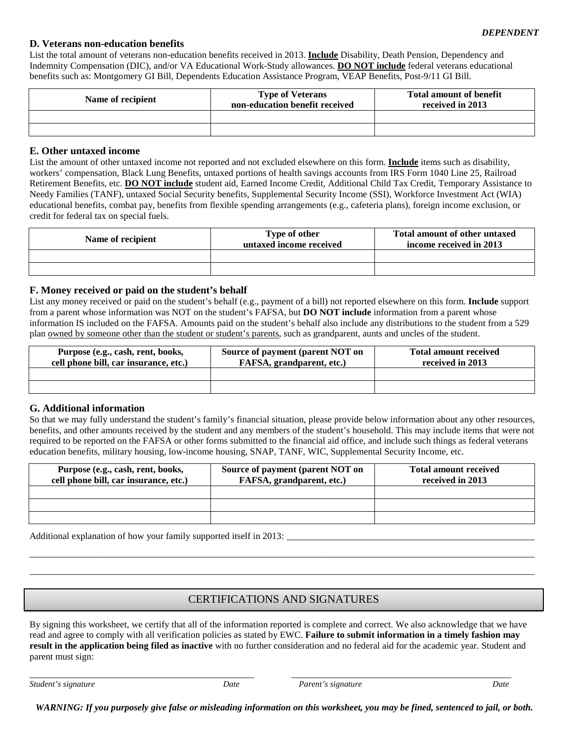*DEPENDENT*

### D. Veterans non-education benefits

List the total amount of veterans non-education benefits received in 2013. **Include** Disability, Death Pension, Dependency and Indemnity Compensation (DIC), and/or VA Educational Work-Study allowances. **DO NOT include** federal veterans educational benefits such as: Montgomery GI Bill, Dependents Education Assistance Program, VEAP Benefits, Post-9/11 GI Bill.

| Name of recipient | Type of Veterans non-education benefit received | Total amount of benefit received in 2013 |
|---|---|---|
| | | |
| | | |

### E. Other untaxed income

List the amount of other untaxed income not reported and not excluded elsewhere on this form. **Include** items such as disability, workers' compensation, Black Lung Benefits, untaxed portions of health savings accounts from IRS Form 1040 Line 25, Railroad Retirement Benefits, etc. **DO NOT include** student aid, Earned Income Credit, Additional Child Tax Credit, Temporary Assistance to Needy Families (TANF), untaxed Social Security benefits, Supplemental Security Income (SSI), Workforce Investment Act (WIA) educational benefits, combat pay, benefits from flexible spending arrangements (e.g., cafeteria plans), foreign income exclusion, or credit for federal tax on special fuels.

| Name of recipient | Type of other untaxed income received | Total amount of other untaxed income received in 2013 |
|---|---|---|
| | | |
| | | |

### F. Money received or paid on the student's behalf

List any money received or paid on the student's behalf (e.g., payment of a bill) not reported elsewhere on this form. **Include** support from a parent whose information was NOT on the student's FAFSA, but **DO NOT include** information from a parent whose information IS included on the FAFSA. Amounts paid on the student's behalf also include any distributions to the student from a 529 plan owned by someone other than the student or student's parents, such as grandparent, aunts and uncles of the student.

| Purpose (e.g., cash, rent, books, cell phone bill, car insurance, etc.) | Source of payment (parent NOT on FAFSA, grandparent, etc.) | Total amount received received in 2013 |
|---|---|---|
| | | |
| | | |

### G. Additional information

So that we may fully understand the student's family's financial situation, please provide below information about any other resources, benefits, and other amounts received by the student and any members of the student's household. This may include items that were not required to be reported on the FAFSA or other forms submitted to the financial aid office, and include such things as federal veterans education benefits, military housing, low-income housing, SNAP, TANF, WIC, Supplemental Security Income, etc.

| Purpose (e.g., cash, rent, books, cell phone bill, car insurance, etc.) | Source of payment (parent NOT on FAFSA, grandparent, etc.) | Total amount received received in 2013 |
|---|---|---|
| | | |
| | | |
| | | |

Additional explanation of how your family supported itself in 2013: _______________________________________________

_______________________________________________________________________________________________

_______________________________________________________________________________________________

## CERTIFICATIONS AND SIGNATURES

By signing this worksheet, we certify that all of the information reported is complete and correct. We also acknowledge that we have read and agree to comply with all verification policies as stated by EWC. **Failure to submit information in a timely fashion may result in the application being filed as inactive** with no further consideration and no federal aid for the academic year. Student and parent must sign:

_______________________________________________ _______________________________________________

*Student's signature* *Date* *Parent's signature* *Date*

***WARNING: If you purposely give false or misleading information on this worksheet, you may be fined, sentenced to jail, or both.***